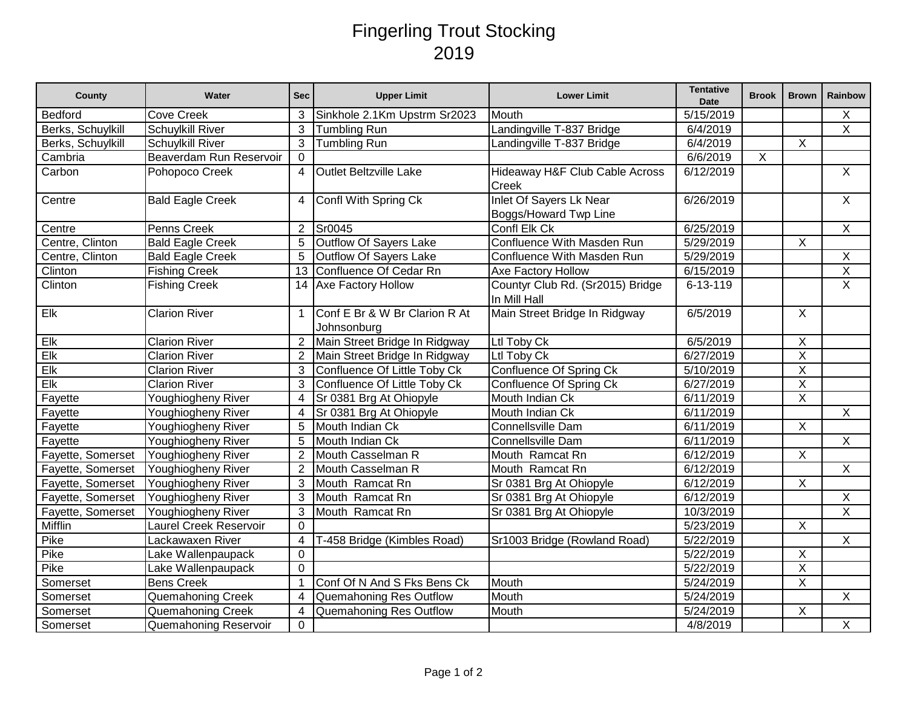# Fingerling Trout Stocking
# 2019

| County | Water | Sec | Upper Limit | Lower Limit | Tentative Date | Brook | Brown | Rainbow |
|---|---|---|---|---|---|---|---|---|
| Bedford | Cove Creek | 3 | Sinkhole 2.1Km Upstrm Sr2023 | Mouth | 5/15/2019 | | | X |
| Berks, Schuylkill | Schuylkill River | 3 | Tumbling Run | Landingville T-837 Bridge | 6/4/2019 | | | X |
| Berks, Schuylkill | Schuylkill River | 3 | Tumbling Run | Landingville T-837 Bridge | 6/4/2019 | | X | |
| Cambria | Beaverdam Run Reservoir | 0 | | | 6/6/2019 | X | | |
| Carbon | Pohopoco Creek | 4 | Outlet Beltzville Lake | Hideaway H&F Club Cable Across Creek | 6/12/2019 | | | X |
| Centre | Bald Eagle Creek | 4 | Confl With Spring Ck | Inlet Of Sayers Lk Near Boggs/Howard Twp Line | 6/26/2019 | | | X |
| Centre | Penns Creek | 2 | Sr0045 | Confl Elk Ck | 6/25/2019 | | | X |
| Centre, Clinton | Bald Eagle Creek | 5 | Outflow Of Sayers Lake | Confluence With Masden Run | 5/29/2019 | | X | |
| Centre, Clinton | Bald Eagle Creek | 5 | Outflow Of Sayers Lake | Confluence With Masden Run | 5/29/2019 | | | X |
| Clinton | Fishing Creek | 13 | Confluence Of Cedar Rn | Axe Factory Hollow | 6/15/2019 | | | X |
| Clinton | Fishing Creek | 14 | Axe Factory Hollow | Countyr Club Rd. (Sr2015) Bridge In Mill Hall | 6-13-119 | | | X |
| Elk | Clarion River | 1 | Conf E Br & W Br Clarion R At Johnsonburg | Main Street Bridge In Ridgway | 6/5/2019 | | X | |
| Elk | Clarion River | 2 | Main Street Bridge In Ridgway | Ltl Toby Ck | 6/5/2019 | | X | |
| Elk | Clarion River | 2 | Main Street Bridge In Ridgway | Ltl Toby Ck | 6/27/2019 | | X | |
| Elk | Clarion River | 3 | Confluence Of Little Toby Ck | Confluence Of Spring Ck | 5/10/2019 | | X | |
| Elk | Clarion River | 3 | Confluence Of Little Toby Ck | Confluence Of Spring Ck | 6/27/2019 | | X | |
| Fayette | Youghiogheny River | 4 | Sr 0381 Brg At Ohiopyle | Mouth Indian Ck | 6/11/2019 | | X | |
| Fayette | Youghiogheny River | 4 | Sr 0381 Brg At Ohiopyle | Mouth Indian Ck | 6/11/2019 | | | X |
| Fayette | Youghiogheny River | 5 | Mouth Indian Ck | Connellsville Dam | 6/11/2019 | | X | |
| Fayette | Youghiogheny River | 5 | Mouth Indian Ck | Connellsville Dam | 6/11/2019 | | | X |
| Fayette, Somerset | Youghiogheny River | 2 | Mouth Casselman R | Mouth Ramcat Rn | 6/12/2019 | | X | |
| Fayette, Somerset | Youghiogheny River | 2 | Mouth Casselman R | Mouth Ramcat Rn | 6/12/2019 | | | X |
| Fayette, Somerset | Youghiogheny River | 3 | Mouth Ramcat Rn | Sr 0381 Brg At Ohiopyle | 6/12/2019 | | X | |
| Fayette, Somerset | Youghiogheny River | 3 | Mouth Ramcat Rn | Sr 0381 Brg At Ohiopyle | 6/12/2019 | | | X |
| Fayette, Somerset | Youghiogheny River | 3 | Mouth Ramcat Rn | Sr 0381 Brg At Ohiopyle | 10/3/2019 | | | X |
| Mifflin | Laurel Creek Reservoir | 0 | | | 5/23/2019 | | X | |
| Pike | Lackawaxen River | 4 | T-458 Bridge (Kimbles Road) | Sr1003 Bridge (Rowland Road) | 5/22/2019 | | | X |
| Pike | Lake Wallenpaupack | 0 | | | 5/22/2019 | | X | |
| Pike | Lake Wallenpaupack | 0 | | | 5/22/2019 | | X | |
| Somerset | Bens Creek | 1 | Conf Of N And S Fks Bens Ck | Mouth | 5/24/2019 | | X | |
| Somerset | Quemahoning Creek | 4 | Quemahoning Res Outflow | Mouth | 5/24/2019 | | | X |
| Somerset | Quemahoning Creek | 4 | Quemahoning Res Outflow | Mouth | 5/24/2019 | | X | |
| Somerset | Quemahoning Reservoir | 0 | | | 4/8/2019 | | | X |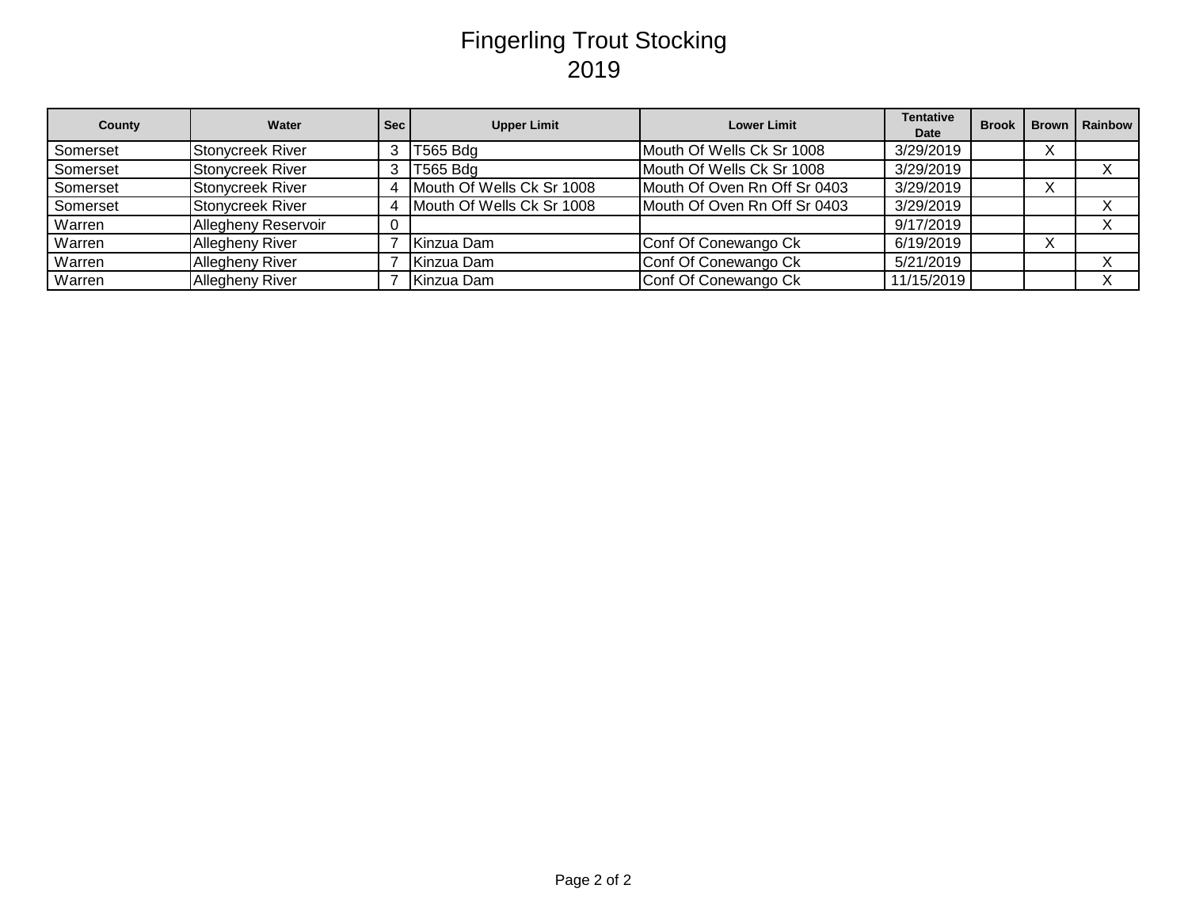# Fingerling Trout Stocking
# 2019

| County | Water | Sec | Upper Limit | Lower Limit | Tentative Date | Brook | Brown | Rainbow |
|---|---|---|---|---|---|---|---|---|
| Somerset | Stonycreek River | 3 | T565 Bdg | Mouth Of Wells Ck Sr 1008 | 3/29/2019 | | X | |
| Somerset | Stonycreek River | 3 | T565 Bdg | Mouth Of Wells Ck Sr 1008 | 3/29/2019 | | | X |
| Somerset | Stonycreek River | 4 | Mouth Of Wells Ck Sr 1008 | Mouth Of Oven Rn Off Sr 0403 | 3/29/2019 | | X | |
| Somerset | Stonycreek River | 4 | Mouth Of Wells Ck Sr 1008 | Mouth Of Oven Rn Off Sr 0403 | 3/29/2019 | | | X |
| Warren | Allegheny Reservoir | 0 | | | 9/17/2019 | | | X |
| Warren | Allegheny River | 7 | Kinzua Dam | Conf Of Conewango Ck | 6/19/2019 | | X | |
| Warren | Allegheny River | 7 | Kinzua Dam | Conf Of Conewango Ck | 5/21/2019 | | | X |
| Warren | Allegheny River | 7 | Kinzua Dam | Conf Of Conewango Ck | 11/15/2019 | | | X |